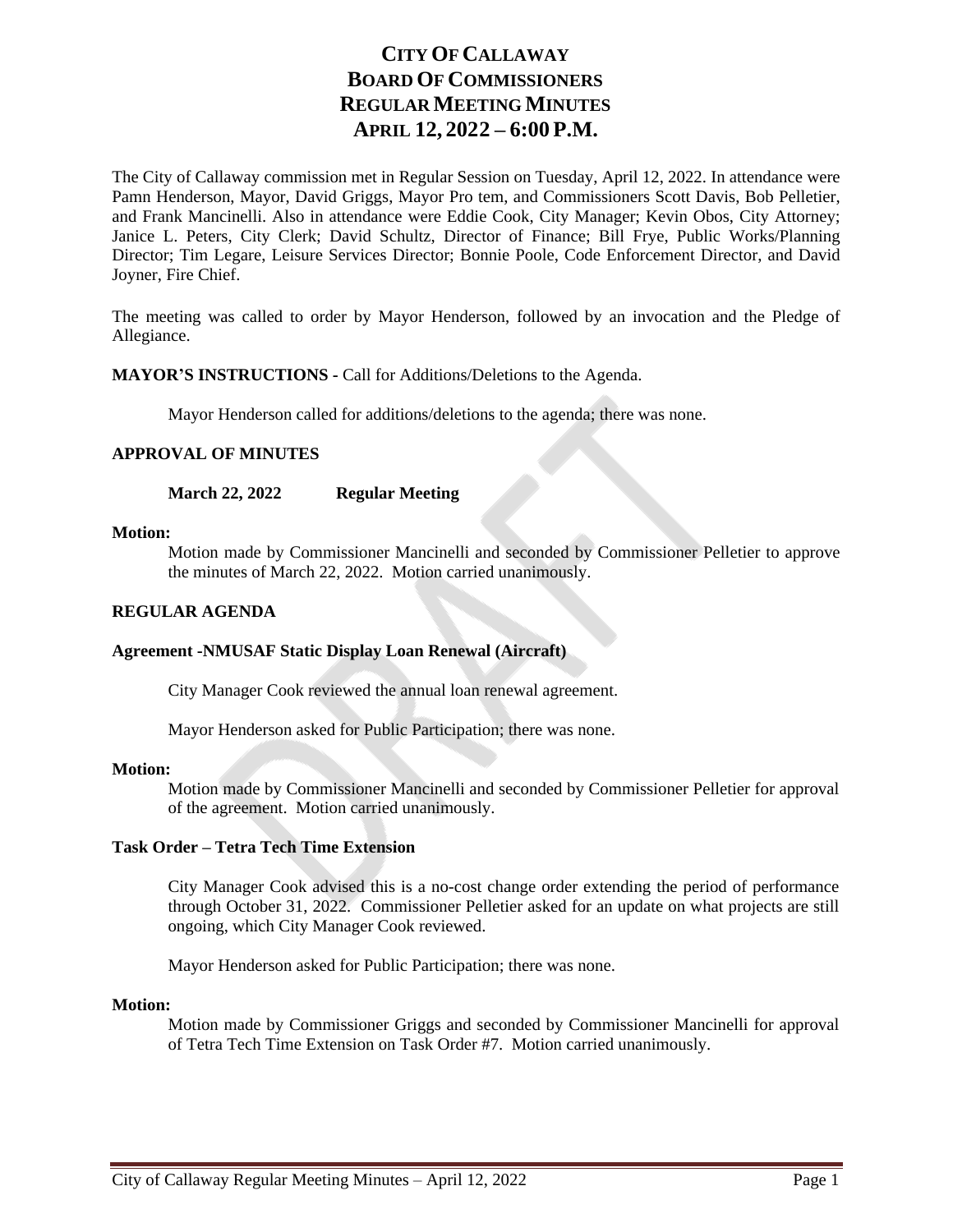# CITY OF CALLAWAY
# BOARD OF COMMISSIONERS
# REGULAR MEETING MINUTES
# APRIL 12, 2022 – 6:00 P.M.

The City of Callaway commission met in Regular Session on Tuesday, April 12, 2022. In attendance were Pamn Henderson, Mayor, David Griggs, Mayor Pro tem, and Commissioners Scott Davis, Bob Pelletier, and Frank Mancinelli. Also in attendance were Eddie Cook, City Manager; Kevin Obos, City Attorney; Janice L. Peters, City Clerk; David Schultz, Director of Finance; Bill Frye, Public Works/Planning Director; Tim Legare, Leisure Services Director; Bonnie Poole, Code Enforcement Director, and David Joyner, Fire Chief.

The meeting was called to order by Mayor Henderson, followed by an invocation and the Pledge of Allegiance.

**MAYOR'S INSTRUCTIONS -** Call for Additions/Deletions to the Agenda.

Mayor Henderson called for additions/deletions to the agenda; there was none.

**APPROVAL OF MINUTES**

**March 22, 2022 Regular Meeting**

**Motion:**

Motion made by Commissioner Mancinelli and seconded by Commissioner Pelletier to approve the minutes of March 22, 2022. Motion carried unanimously.

**REGULAR AGENDA**

**Agreement -NMUSAF Static Display Loan Renewal (Aircraft)**

City Manager Cook reviewed the annual loan renewal agreement.

Mayor Henderson asked for Public Participation; there was none.

**Motion:**

Motion made by Commissioner Mancinelli and seconded by Commissioner Pelletier for approval of the agreement. Motion carried unanimously.

**Task Order – Tetra Tech Time Extension**

City Manager Cook advised this is a no-cost change order extending the period of performance through October 31, 2022. Commissioner Pelletier asked for an update on what projects are still ongoing, which City Manager Cook reviewed.

Mayor Henderson asked for Public Participation; there was none.

**Motion:**

Motion made by Commissioner Griggs and seconded by Commissioner Mancinelli for approval of Tetra Tech Time Extension on Task Order #7. Motion carried unanimously.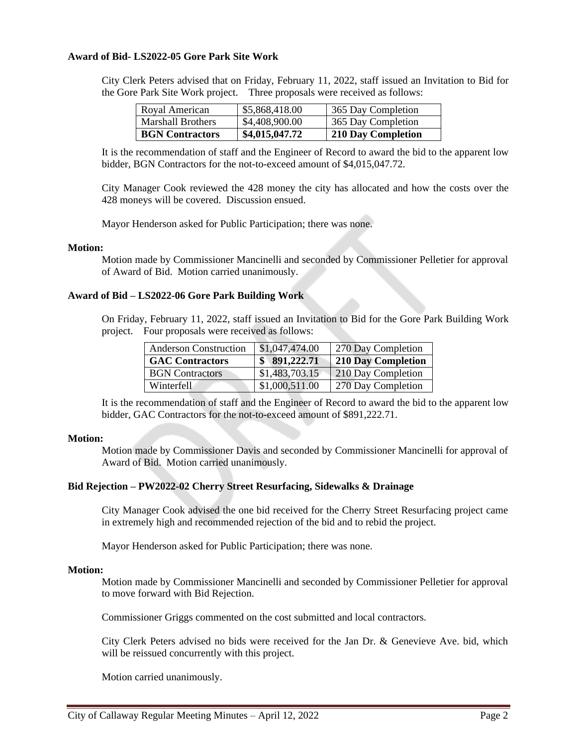**Award of Bid- LS2022-05 Gore Park Site Work**

City Clerk Peters advised that on Friday, February 11, 2022, staff issued an Invitation to Bid for the Gore Park Site Work project. Three proposals were received as follows:

| Royal American | $5,868,418.00 | 365 Day Completion |
|---|---|---|
| Marshall Brothers | $4,408,900.00 | 365 Day Completion |
| **BGN Contractors** | **$4,015,047.72** | **210 Day Completion** |

It is the recommendation of staff and the Engineer of Record to award the bid to the apparent low bidder, BGN Contractors for the not-to-exceed amount of $4,015,047.72.

City Manager Cook reviewed the 428 money the city has allocated and how the costs over the 428 moneys will be covered. Discussion ensued.

Mayor Henderson asked for Public Participation; there was none.

**Motion:**

Motion made by Commissioner Mancinelli and seconded by Commissioner Pelletier for approval of Award of Bid. Motion carried unanimously.

**Award of Bid – LS2022-06 Gore Park Building Work**

On Friday, February 11, 2022, staff issued an Invitation to Bid for the Gore Park Building Work project. Four proposals were received as follows:

| Anderson Construction | $1,047,474.00 | 270 Day Completion |
|---|---|---|
| **GAC Contractors** | **$ 891,222.71** | **210 Day Completion** |
| BGN Contractors | $1,483,703.15 | 210 Day Completion |
| Winterfell | $1,000,511.00 | 270 Day Completion |

It is the recommendation of staff and the Engineer of Record to award the bid to the apparent low bidder, GAC Contractors for the not-to-exceed amount of $891,222.71.

**Motion:**

Motion made by Commissioner Davis and seconded by Commissioner Mancinelli for approval of Award of Bid. Motion carried unanimously.

**Bid Rejection – PW2022-02 Cherry Street Resurfacing, Sidewalks & Drainage**

City Manager Cook advised the one bid received for the Cherry Street Resurfacing project came in extremely high and recommended rejection of the bid and to rebid the project.

Mayor Henderson asked for Public Participation; there was none.

**Motion:**

Motion made by Commissioner Mancinelli and seconded by Commissioner Pelletier for approval to move forward with Bid Rejection.

Commissioner Griggs commented on the cost submitted and local contractors.

City Clerk Peters advised no bids were received for the Jan Dr. & Genevieve Ave. bid, which will be reissued concurrently with this project.

Motion carried unanimously.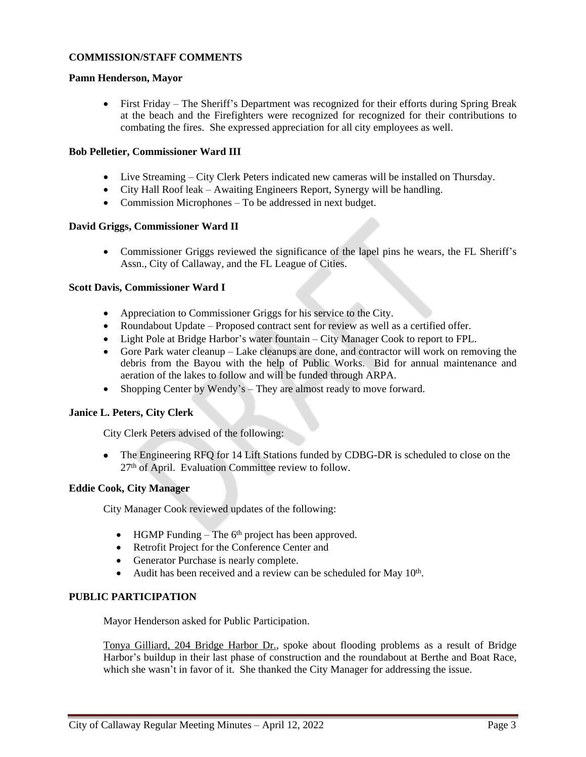**COMMISSION/STAFF COMMENTS**

**Pamn Henderson, Mayor**

- First Friday – The Sheriff's Department was recognized for their efforts during Spring Break at the beach and the Firefighters were recognized for recognized for their contributions to combating the fires. She expressed appreciation for all city employees as well.

**Bob Pelletier, Commissioner Ward III**

- Live Streaming – City Clerk Peters indicated new cameras will be installed on Thursday.
- City Hall Roof leak – Awaiting Engineers Report, Synergy will be handling.
- Commission Microphones – To be addressed in next budget.

**David Griggs, Commissioner Ward II**

- Commissioner Griggs reviewed the significance of the lapel pins he wears, the FL Sheriff's Assn., City of Callaway, and the FL League of Cities.

**Scott Davis, Commissioner Ward I**

- Appreciation to Commissioner Griggs for his service to the City.
- Roundabout Update – Proposed contract sent for review as well as a certified offer.
- Light Pole at Bridge Harbor's water fountain – City Manager Cook to report to FPL.
- Gore Park water cleanup – Lake cleanups are done, and contractor will work on removing the debris from the Bayou with the help of Public Works. Bid for annual maintenance and aeration of the lakes to follow and will be funded through ARPA.
- Shopping Center by Wendy's – They are almost ready to move forward.

**Janice L. Peters, City Clerk**

City Clerk Peters advised of the following:

- The Engineering RFQ for 14 Lift Stations funded by CDBG-DR is scheduled to close on the 27th of April. Evaluation Committee review to follow.

**Eddie Cook, City Manager**

City Manager Cook reviewed updates of the following:

- HGMP Funding – The 6th project has been approved.
- Retrofit Project for the Conference Center and
- Generator Purchase is nearly complete.
- Audit has been received and a review can be scheduled for May 10th.

**PUBLIC PARTICIPATION**

Mayor Henderson asked for Public Participation.

Tonya Gilliard, 204 Bridge Harbor Dr., spoke about flooding problems as a result of Bridge Harbor's buildup in their last phase of construction and the roundabout at Berthe and Boat Race, which she wasn't in favor of it. She thanked the City Manager for addressing the issue.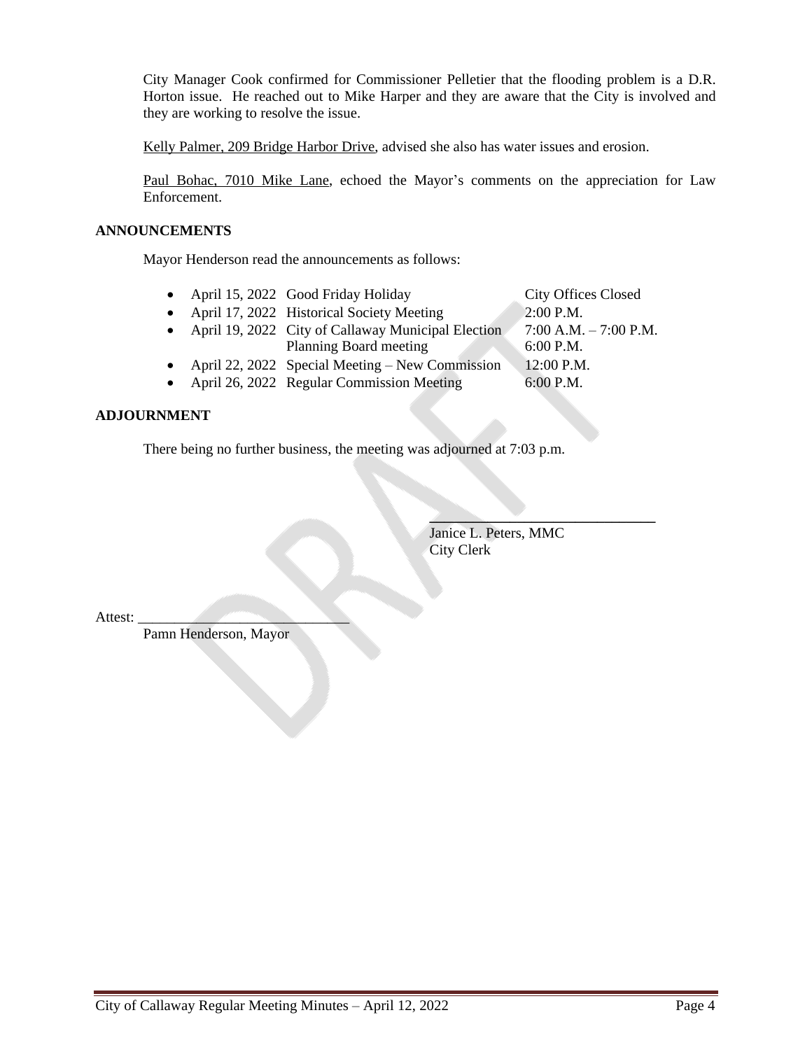City Manager Cook confirmed for Commissioner Pelletier that the flooding problem is a D.R. Horton issue. He reached out to Mike Harper and they are aware that the City is involved and they are working to resolve the issue.

Kelly Palmer, 209 Bridge Harbor Drive, advised she also has water issues and erosion.

Paul Bohac, 7010 Mike Lane, echoed the Mayor's comments on the appreciation for Law Enforcement.

**ANNOUNCEMENTS**

Mayor Henderson read the announcements as follows:

- April 15, 2022 Good Friday Holiday — City Offices Closed
- April 17, 2022 Historical Society Meeting — 2:00 P.M.
- April 19, 2022 City of Callaway Municipal Election — 7:00 A.M. – 7:00 P.M.
  Planning Board meeting — 6:00 P.M.
- April 22, 2022 Special Meeting – New Commission — 12:00 P.M.
- April 26, 2022 Regular Commission Meeting — 6:00 P.M.

**ADJOURNMENT**

There being no further business, the meeting was adjourned at 7:03 p.m.

\_\_\_\_\_\_\_\_\_\_\_\_\_\_\_\_\_\_\_\_\_\_\_\_\_\_\_\_\_\_
Janice L. Peters, MMC
City Clerk

Attest: \_\_\_\_\_\_\_\_\_\_\_\_\_\_\_\_\_\_\_\_\_\_\_\_\_\_\_\_\_\_
Pamn Henderson, Mayor